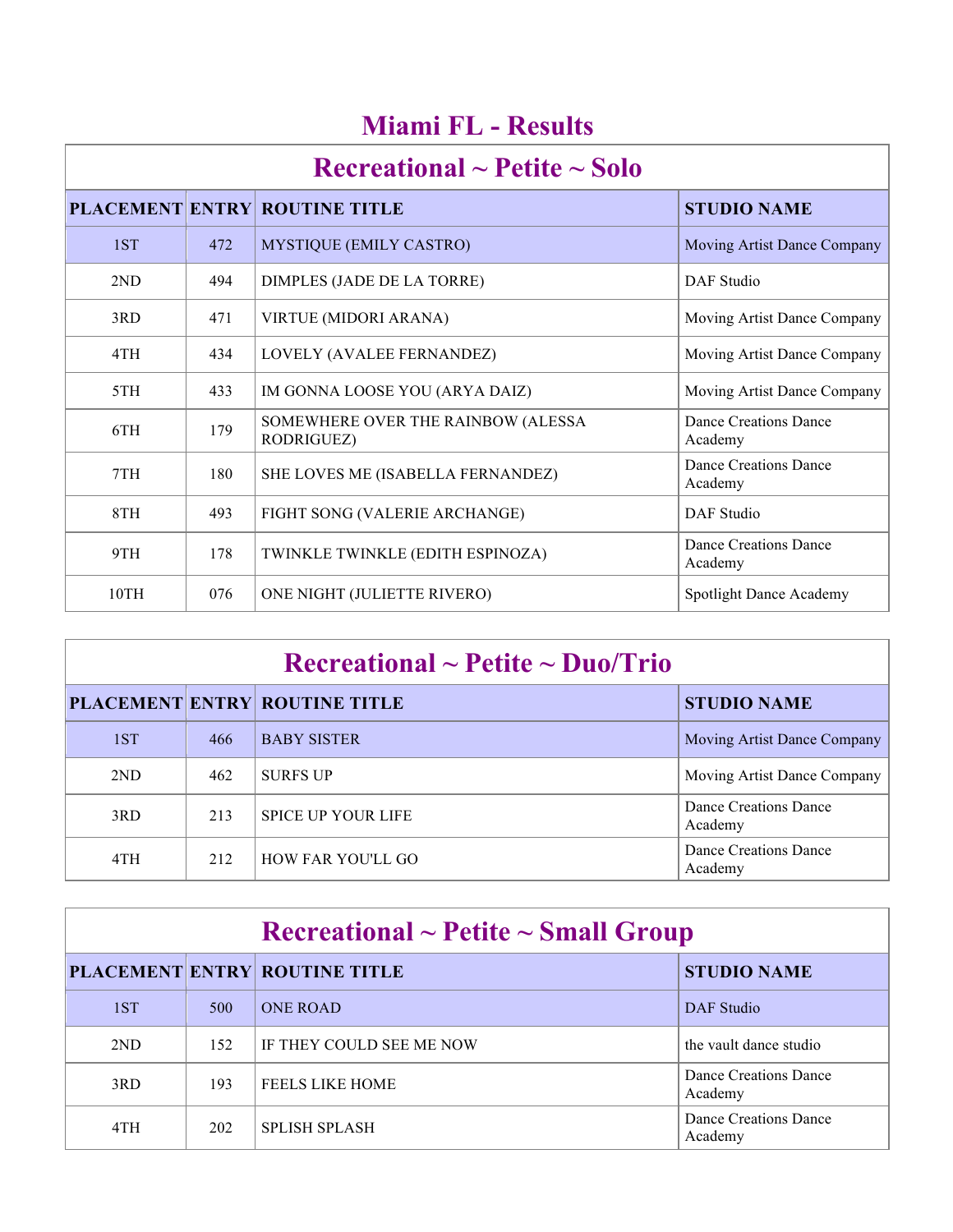# Miami FL - Results

## Recreational ~ Petite ~ Solo

| PLACEMENT | ENTRY | ROUTINE TITLE | STUDIO NAME |
|---|---|---|---|
| 1ST | 472 | MYSTIQUE (EMILY CASTRO) | Moving Artist Dance Company |
| 2ND | 494 | DIMPLES (JADE DE LA TORRE) | DAF Studio |
| 3RD | 471 | VIRTUE (MIDORI ARANA) | Moving Artist Dance Company |
| 4TH | 434 | LOVELY (AVALEE FERNANDEZ) | Moving Artist Dance Company |
| 5TH | 433 | IM GONNA LOOSE YOU (ARYA DAIZ) | Moving Artist Dance Company |
| 6TH | 179 | SOMEWHERE OVER THE RAINBOW (ALESSA RODRIGUEZ) | Dance Creations Dance Academy |
| 7TH | 180 | SHE LOVES ME (ISABELLA FERNANDEZ) | Dance Creations Dance Academy |
| 8TH | 493 | FIGHT SONG (VALERIE ARCHANGE) | DAF Studio |
| 9TH | 178 | TWINKLE TWINKLE (EDITH ESPINOZA) | Dance Creations Dance Academy |
| 10TH | 076 | ONE NIGHT (JULIETTE RIVERO) | Spotlight Dance Academy |

## Recreational ~ Petite ~ Duo/Trio

| PLACEMENT | ENTRY | ROUTINE TITLE | STUDIO NAME |
|---|---|---|---|
| 1ST | 466 | BABY SISTER | Moving Artist Dance Company |
| 2ND | 462 | SURFS UP | Moving Artist Dance Company |
| 3RD | 213 | SPICE UP YOUR LIFE | Dance Creations Dance Academy |
| 4TH | 212 | HOW FAR YOU'LL GO | Dance Creations Dance Academy |

## Recreational ~ Petite ~ Small Group

| PLACEMENT | ENTRY | ROUTINE TITLE | STUDIO NAME |
|---|---|---|---|
| 1ST | 500 | ONE ROAD | DAF Studio |
| 2ND | 152 | IF THEY COULD SEE ME NOW | the vault dance studio |
| 3RD | 193 | FEELS LIKE HOME | Dance Creations Dance Academy |
| 4TH | 202 | SPLISH SPLASH | Dance Creations Dance Academy |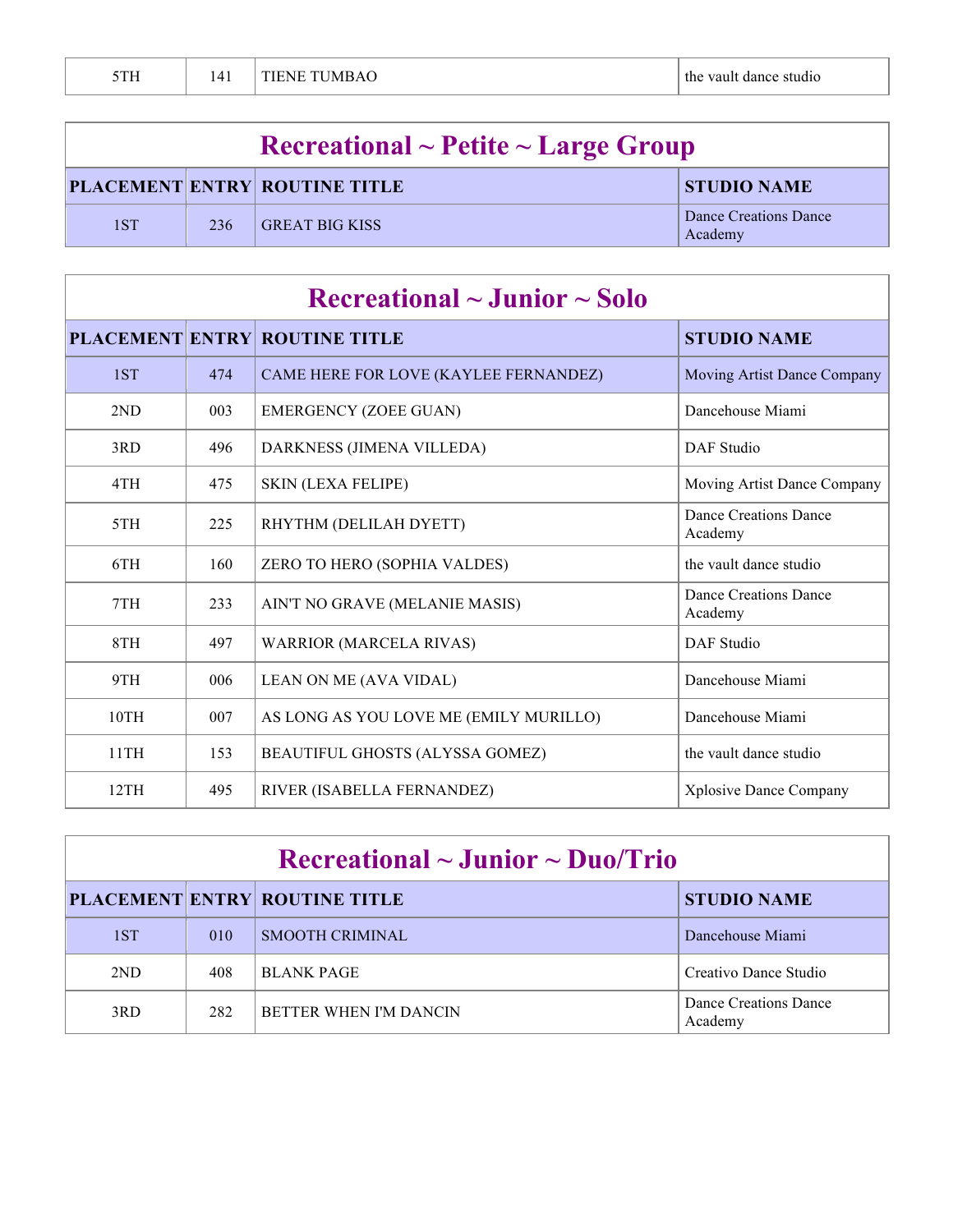| 5TH | 141 | TIENE TUMBAO | the vault dance studio |
|---|---|---|---|

## Recreational ~ Petite ~ Large Group

| PLACEMENT | ENTRY | ROUTINE TITLE | STUDIO NAME |
|---|---|---|---|
| 1ST | 236 | GREAT BIG KISS | Dance Creations Dance Academy |

## Recreational ~ Junior ~ Solo

| PLACEMENT | ENTRY | ROUTINE TITLE | STUDIO NAME |
|---|---|---|---|
| 1ST | 474 | CAME HERE FOR LOVE (KAYLEE FERNANDEZ) | Moving Artist Dance Company |
| 2ND | 003 | EMERGENCY (ZOEE GUAN) | Dancehouse Miami |
| 3RD | 496 | DARKNESS (JIMENA VILLEDA) | DAF Studio |
| 4TH | 475 | SKIN (LEXA FELIPE) | Moving Artist Dance Company |
| 5TH | 225 | RHYTHM (DELILAH DYETT) | Dance Creations Dance Academy |
| 6TH | 160 | ZERO TO HERO (SOPHIA VALDES) | the vault dance studio |
| 7TH | 233 | AIN'T NO GRAVE (MELANIE MASIS) | Dance Creations Dance Academy |
| 8TH | 497 | WARRIOR (MARCELA RIVAS) | DAF Studio |
| 9TH | 006 | LEAN ON ME (AVA VIDAL) | Dancehouse Miami |
| 10TH | 007 | AS LONG AS YOU LOVE ME (EMILY MURILLO) | Dancehouse Miami |
| 11TH | 153 | BEAUTIFUL GHOSTS (ALYSSA GOMEZ) | the vault dance studio |
| 12TH | 495 | RIVER (ISABELLA FERNANDEZ) | Xplosive Dance Company |

## Recreational ~ Junior ~ Duo/Trio

| PLACEMENT | ENTRY | ROUTINE TITLE | STUDIO NAME |
|---|---|---|---|
| 1ST | 010 | SMOOTH CRIMINAL | Dancehouse Miami |
| 2ND | 408 | BLANK PAGE | Creativo Dance Studio |
| 3RD | 282 | BETTER WHEN I'M DANCIN | Dance Creations Dance Academy |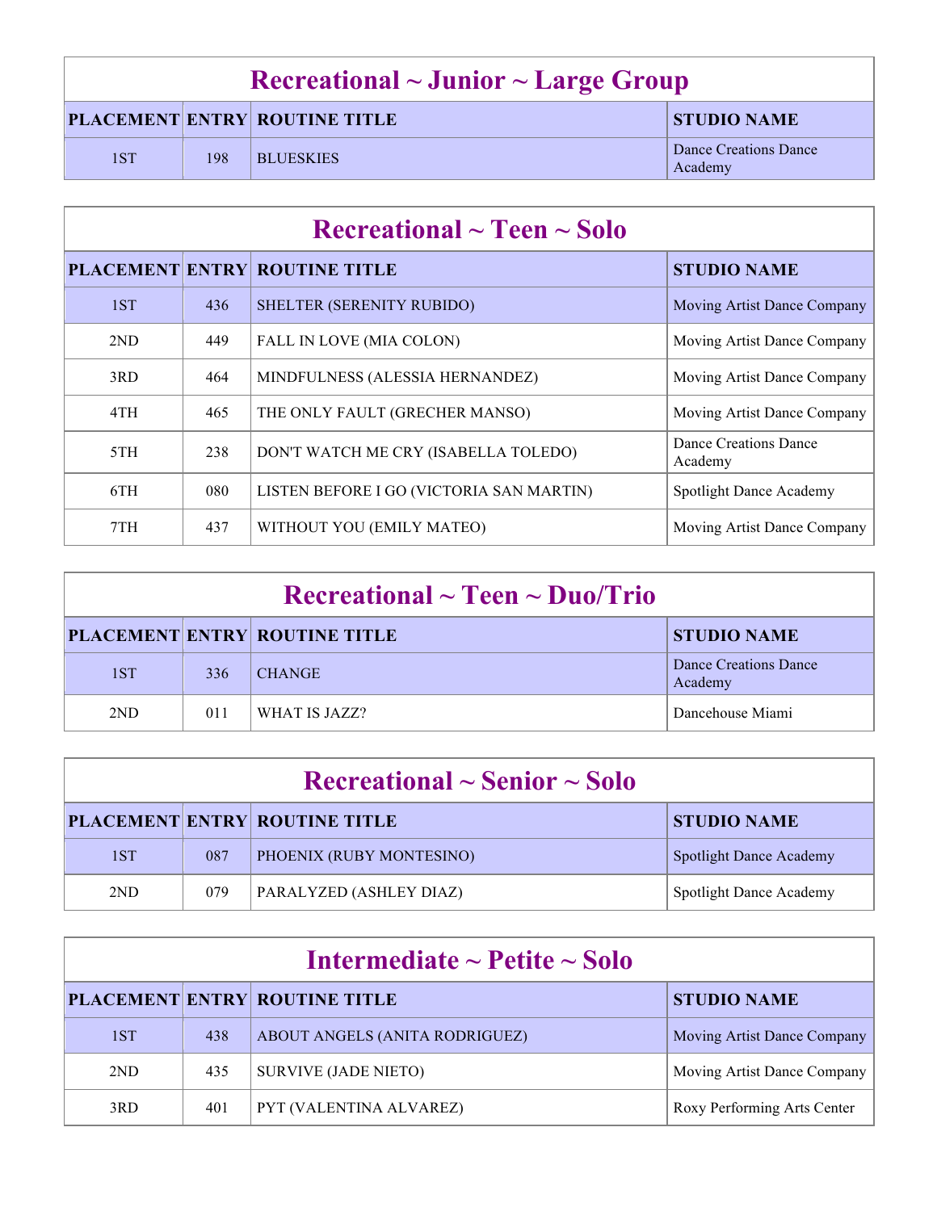## Recreational ~ Junior ~ Large Group

| PLACEMENT | ENTRY | ROUTINE TITLE | STUDIO NAME |
|---|---|---|---|
| 1ST | 198 | BLUESKIES | Dance Creations Dance Academy |

## Recreational ~ Teen ~ Solo

| PLACEMENT | ENTRY | ROUTINE TITLE | STUDIO NAME |
|---|---|---|---|
| 1ST | 436 | SHELTER (SERENITY RUBIDO) | Moving Artist Dance Company |
| 2ND | 449 | FALL IN LOVE (MIA COLON) | Moving Artist Dance Company |
| 3RD | 464 | MINDFULNESS (ALESSIA HERNANDEZ) | Moving Artist Dance Company |
| 4TH | 465 | THE ONLY FAULT (GRECHER MANSO) | Moving Artist Dance Company |
| 5TH | 238 | DON'T WATCH ME CRY (ISABELLA TOLEDO) | Dance Creations Dance Academy |
| 6TH | 080 | LISTEN BEFORE I GO (VICTORIA SAN MARTIN) | Spotlight Dance Academy |
| 7TH | 437 | WITHOUT YOU (EMILY MATEO) | Moving Artist Dance Company |

## Recreational ~ Teen ~ Duo/Trio

| PLACEMENT | ENTRY | ROUTINE TITLE | STUDIO NAME |
|---|---|---|---|
| 1ST | 336 | CHANGE | Dance Creations Dance Academy |
| 2ND | 011 | WHAT IS JAZZ? | Dancehouse Miami |

## Recreational ~ Senior ~ Solo

| PLACEMENT | ENTRY | ROUTINE TITLE | STUDIO NAME |
|---|---|---|---|
| 1ST | 087 | PHOENIX (RUBY MONTESINO) | Spotlight Dance Academy |
| 2ND | 079 | PARALYZED (ASHLEY DIAZ) | Spotlight Dance Academy |

## Intermediate ~ Petite ~ Solo

| PLACEMENT | ENTRY | ROUTINE TITLE | STUDIO NAME |
|---|---|---|---|
| 1ST | 438 | ABOUT ANGELS (ANITA RODRIGUEZ) | Moving Artist Dance Company |
| 2ND | 435 | SURVIVE (JADE NIETO) | Moving Artist Dance Company |
| 3RD | 401 | PYT (VALENTINA ALVAREZ) | Roxy Performing Arts Center |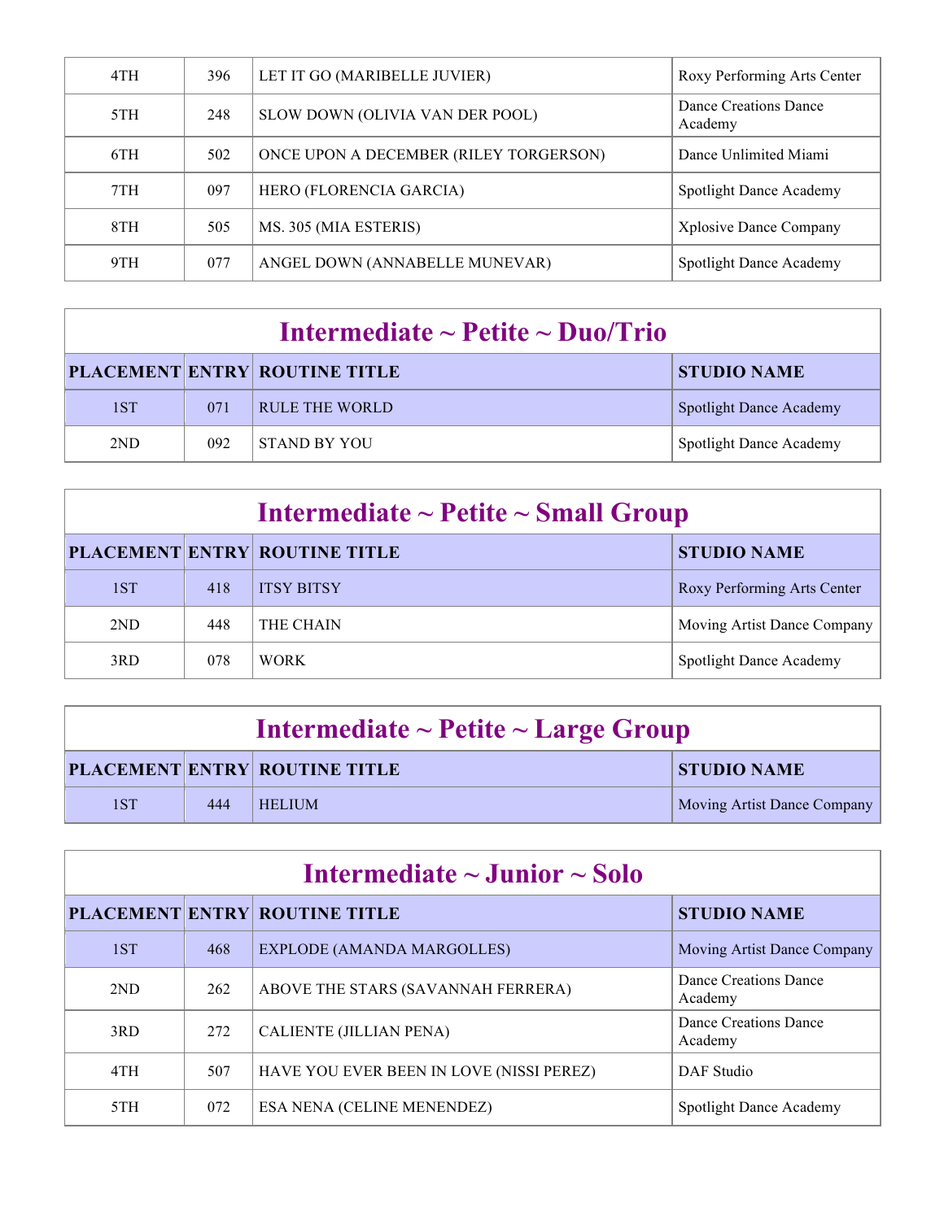| | | | |
|---|---|---|---|
| 4TH | 396 | LET IT GO (MARIBELLE JUVIER) | Roxy Performing Arts Center |
| 5TH | 248 | SLOW DOWN (OLIVIA VAN DER POOL) | Dance Creations Dance Academy |
| 6TH | 502 | ONCE UPON A DECEMBER (RILEY TORGERSON) | Dance Unlimited Miami |
| 7TH | 097 | HERO (FLORENCIA GARCIA) | Spotlight Dance Academy |
| 8TH | 505 | MS. 305 (MIA ESTERIS) | Xplosive Dance Company |
| 9TH | 077 | ANGEL DOWN (ANNABELLE MUNEVAR) | Spotlight Dance Academy |

## Intermediate ~ Petite ~ Duo/Trio

| PLACEMENT | ENTRY | ROUTINE TITLE | STUDIO NAME |
|---|---|---|---|
| 1ST | 071 | RULE THE WORLD | Spotlight Dance Academy |
| 2ND | 092 | STAND BY YOU | Spotlight Dance Academy |

## Intermediate ~ Petite ~ Small Group

| PLACEMENT | ENTRY | ROUTINE TITLE | STUDIO NAME |
|---|---|---|---|
| 1ST | 418 | ITSY BITSY | Roxy Performing Arts Center |
| 2ND | 448 | THE CHAIN | Moving Artist Dance Company |
| 3RD | 078 | WORK | Spotlight Dance Academy |

## Intermediate ~ Petite ~ Large Group

| PLACEMENT | ENTRY | ROUTINE TITLE | STUDIO NAME |
|---|---|---|---|
| 1ST | 444 | HELIUM | Moving Artist Dance Company |

## Intermediate ~ Junior ~ Solo

| PLACEMENT | ENTRY | ROUTINE TITLE | STUDIO NAME |
|---|---|---|---|
| 1ST | 468 | EXPLODE (AMANDA MARGOLLES) | Moving Artist Dance Company |
| 2ND | 262 | ABOVE THE STARS (SAVANNAH FERRERA) | Dance Creations Dance Academy |
| 3RD | 272 | CALIENTE (JILLIAN PENA) | Dance Creations Dance Academy |
| 4TH | 507 | HAVE YOU EVER BEEN IN LOVE (NISSI PEREZ) | DAF Studio |
| 5TH | 072 | ESA NENA (CELINE MENENDEZ) | Spotlight Dance Academy |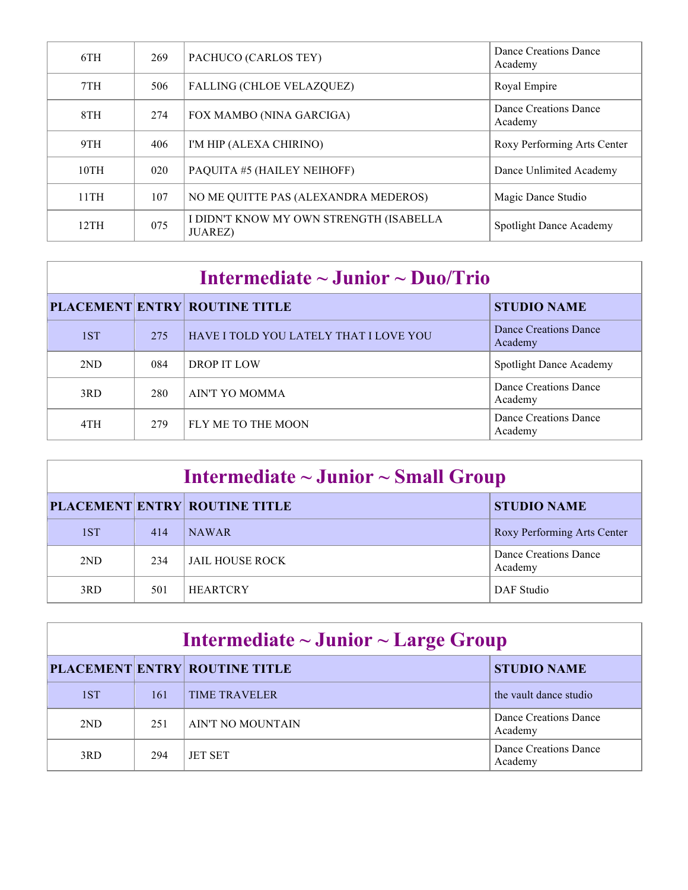| | | | |
|---|---|---|---|
| 6TH | 269 | PACHUCO (CARLOS TEY) | Dance Creations Dance Academy |
| 7TH | 506 | FALLING (CHLOE VELAZQUEZ) | Royal Empire |
| 8TH | 274 | FOX MAMBO (NINA GARCIGA) | Dance Creations Dance Academy |
| 9TH | 406 | I'M HIP (ALEXA CHIRINO) | Roxy Performing Arts Center |
| 10TH | 020 | PAQUITA #5 (HAILEY NEIHOFF) | Dance Unlimited Academy |
| 11TH | 107 | NO ME QUITTE PAS (ALEXANDRA MEDEROS) | Magic Dance Studio |
| 12TH | 075 | I DIDN'T KNOW MY OWN STRENGTH (ISABELLA JUAREZ) | Spotlight Dance Academy |

## Intermediate ~ Junior ~ Duo/Trio

| PLACEMENT | ENTRY | ROUTINE TITLE | STUDIO NAME |
|---|---|---|---|
| 1ST | 275 | HAVE I TOLD YOU LATELY THAT I LOVE YOU | Dance Creations Dance Academy |
| 2ND | 084 | DROP IT LOW | Spotlight Dance Academy |
| 3RD | 280 | AIN'T YO MOMMA | Dance Creations Dance Academy |
| 4TH | 279 | FLY ME TO THE MOON | Dance Creations Dance Academy |

## Intermediate ~ Junior ~ Small Group

| PLACEMENT | ENTRY | ROUTINE TITLE | STUDIO NAME |
|---|---|---|---|
| 1ST | 414 | NAWAR | Roxy Performing Arts Center |
| 2ND | 234 | JAIL HOUSE ROCK | Dance Creations Dance Academy |
| 3RD | 501 | HEARTCRY | DAF Studio |

## Intermediate ~ Junior ~ Large Group

| PLACEMENT | ENTRY | ROUTINE TITLE | STUDIO NAME |
|---|---|---|---|
| 1ST | 161 | TIME TRAVELER | the vault dance studio |
| 2ND | 251 | AIN'T NO MOUNTAIN | Dance Creations Dance Academy |
| 3RD | 294 | JET SET | Dance Creations Dance Academy |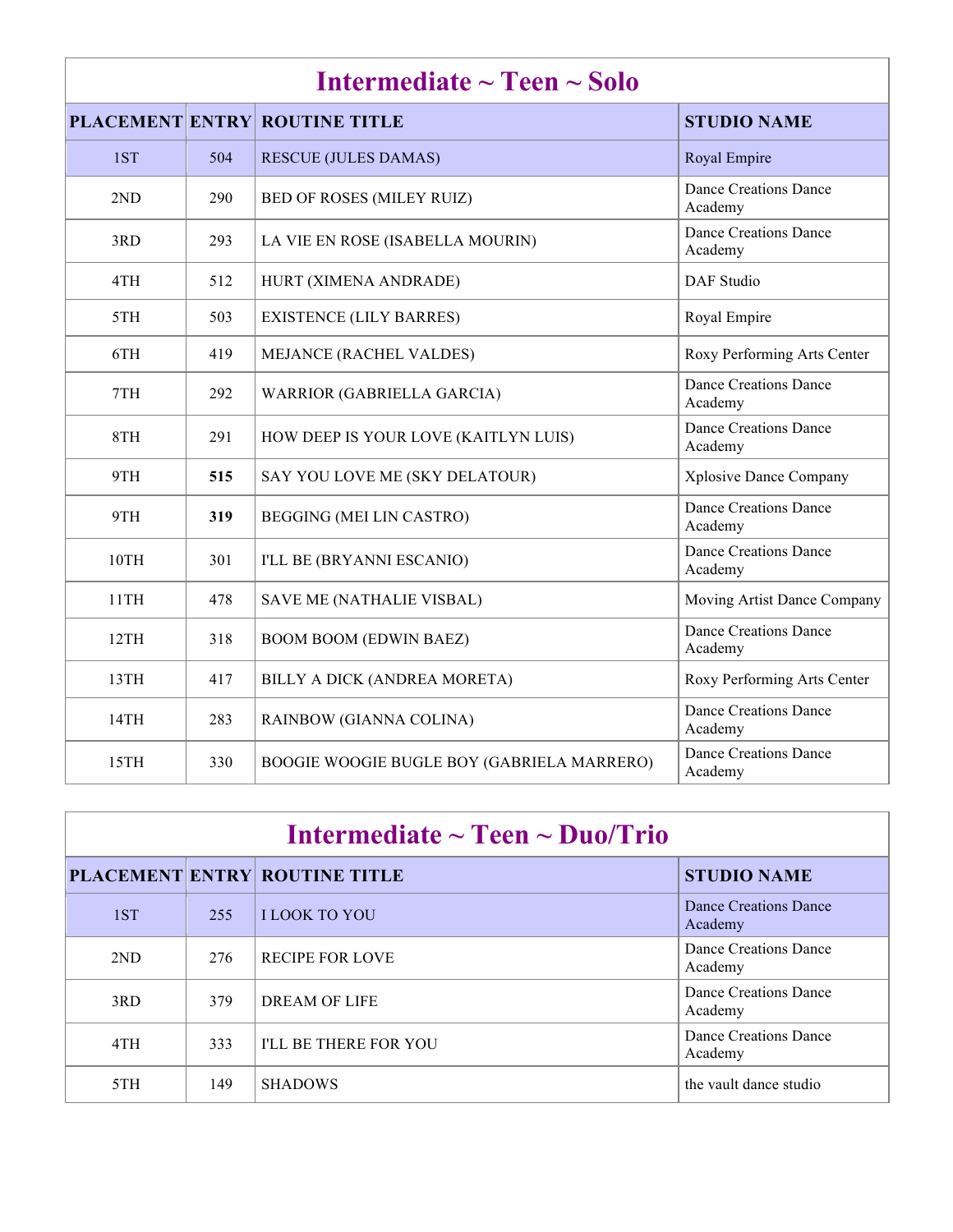## Intermediate ~ Teen ~ Solo

| PLACEMENT | ENTRY | ROUTINE TITLE | STUDIO NAME |
|---|---|---|---|
| 1ST | 504 | RESCUE (JULES DAMAS) | Royal Empire |
| 2ND | 290 | BED OF ROSES (MILEY RUIZ) | Dance Creations Dance Academy |
| 3RD | 293 | LA VIE EN ROSE (ISABELLA MOURIN) | Dance Creations Dance Academy |
| 4TH | 512 | HURT (XIMENA ANDRADE) | DAF Studio |
| 5TH | 503 | EXISTENCE (LILY BARRES) | Royal Empire |
| 6TH | 419 | MEJANCE (RACHEL VALDES) | Roxy Performing Arts Center |
| 7TH | 292 | WARRIOR (GABRIELLA GARCIA) | Dance Creations Dance Academy |
| 8TH | 291 | HOW DEEP IS YOUR LOVE (KAITLYN LUIS) | Dance Creations Dance Academy |
| 9TH | **515** | SAY YOU LOVE ME (SKY DELATOUR) | Xplosive Dance Company |
| 9TH | **319** | BEGGING (MEI LIN CASTRO) | Dance Creations Dance Academy |
| 10TH | 301 | I'LL BE (BRYANNI ESCANIO) | Dance Creations Dance Academy |
| 11TH | 478 | SAVE ME (NATHALIE VISBAL) | Moving Artist Dance Company |
| 12TH | 318 | BOOM BOOM (EDWIN BAEZ) | Dance Creations Dance Academy |
| 13TH | 417 | BILLY A DICK (ANDREA MORETA) | Roxy Performing Arts Center |
| 14TH | 283 | RAINBOW (GIANNA COLINA) | Dance Creations Dance Academy |
| 15TH | 330 | BOOGIE WOOGIE BUGLE BOY (GABRIELA MARRERO) | Dance Creations Dance Academy |

## Intermediate ~ Teen ~ Duo/Trio

| PLACEMENT | ENTRY | ROUTINE TITLE | STUDIO NAME |
|---|---|---|---|
| 1ST | 255 | I LOOK TO YOU | Dance Creations Dance Academy |
| 2ND | 276 | RECIPE FOR LOVE | Dance Creations Dance Academy |
| 3RD | 379 | DREAM OF LIFE | Dance Creations Dance Academy |
| 4TH | 333 | I'LL BE THERE FOR YOU | Dance Creations Dance Academy |
| 5TH | 149 | SHADOWS | the vault dance studio |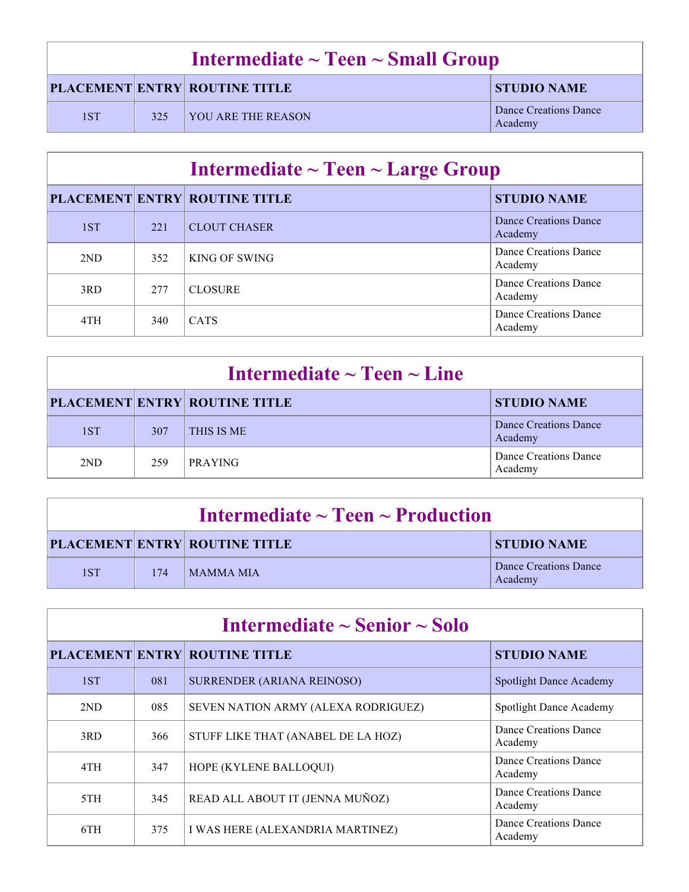## Intermediate ~ Teen ~ Small Group

| PLACEMENT | ENTRY | ROUTINE TITLE | STUDIO NAME |
|---|---|---|---|
| 1ST | 325 | YOU ARE THE REASON | Dance Creations Dance Academy |

## Intermediate ~ Teen ~ Large Group

| PLACEMENT | ENTRY | ROUTINE TITLE | STUDIO NAME |
|---|---|---|---|
| 1ST | 221 | CLOUT CHASER | Dance Creations Dance Academy |
| 2ND | 352 | KING OF SWING | Dance Creations Dance Academy |
| 3RD | 277 | CLOSURE | Dance Creations Dance Academy |
| 4TH | 340 | CATS | Dance Creations Dance Academy |

## Intermediate ~ Teen ~ Line

| PLACEMENT | ENTRY | ROUTINE TITLE | STUDIO NAME |
|---|---|---|---|
| 1ST | 307 | THIS IS ME | Dance Creations Dance Academy |
| 2ND | 259 | PRAYING | Dance Creations Dance Academy |

## Intermediate ~ Teen ~ Production

| PLACEMENT | ENTRY | ROUTINE TITLE | STUDIO NAME |
|---|---|---|---|
| 1ST | 174 | MAMMA MIA | Dance Creations Dance Academy |

## Intermediate ~ Senior ~ Solo

| PLACEMENT | ENTRY | ROUTINE TITLE | STUDIO NAME |
|---|---|---|---|
| 1ST | 081 | SURRENDER (ARIANA REINOSO) | Spotlight Dance Academy |
| 2ND | 085 | SEVEN NATION ARMY (ALEXA RODRIGUEZ) | Spotlight Dance Academy |
| 3RD | 366 | STUFF LIKE THAT (ANABEL DE LA HOZ) | Dance Creations Dance Academy |
| 4TH | 347 | HOPE (KYLENE BALLOQUI) | Dance Creations Dance Academy |
| 5TH | 345 | READ ALL ABOUT IT (JENNA MUÑOZ) | Dance Creations Dance Academy |
| 6TH | 375 | I WAS HERE (ALEXANDRIA MARTINEZ) | Dance Creations Dance Academy |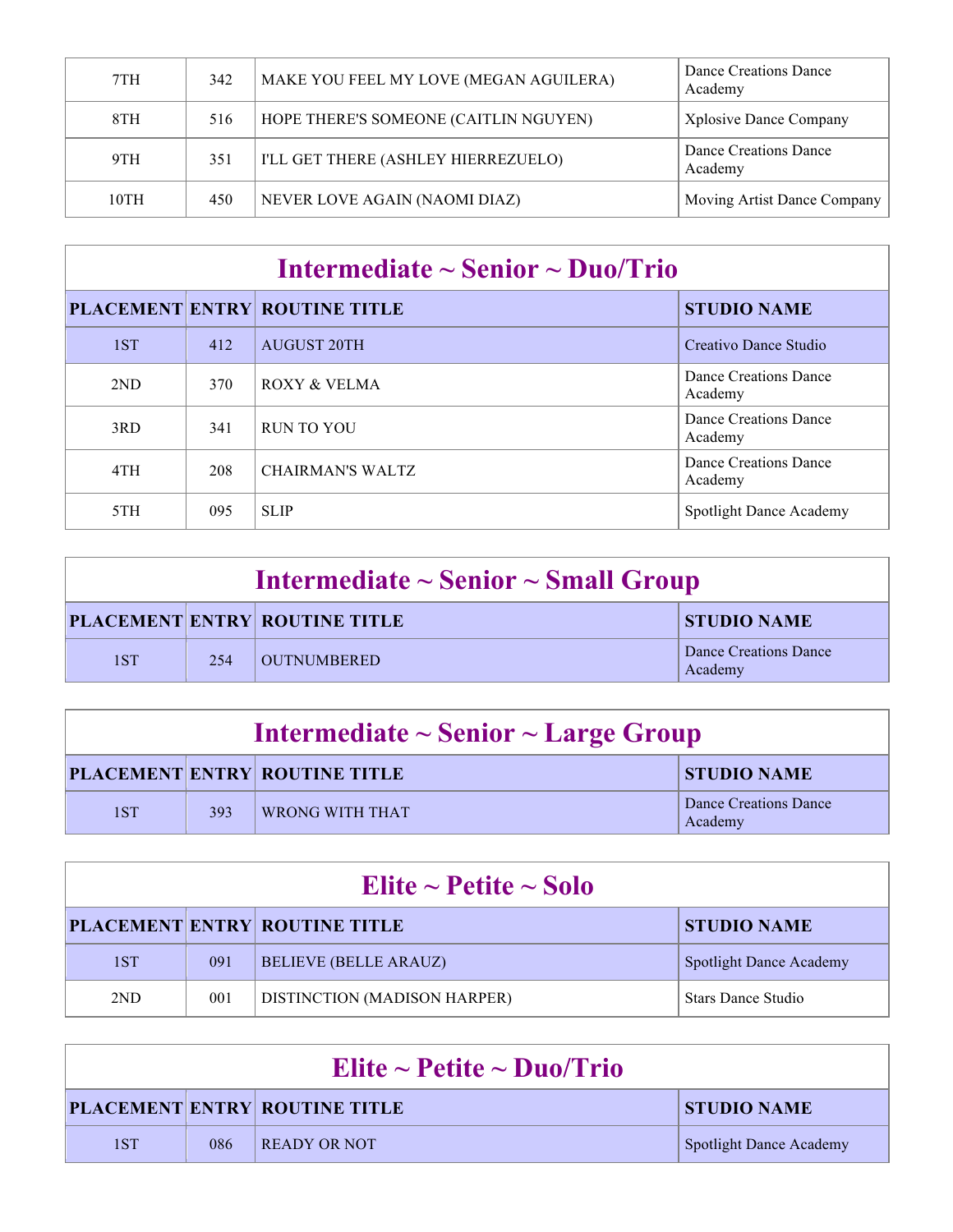| PLACEMENT | ENTRY | ROUTINE TITLE | STUDIO NAME |
|---|---|---|---|
| 7TH | 342 | MAKE YOU FEEL MY LOVE (MEGAN AGUILERA) | Dance Creations Dance Academy |
| 8TH | 516 | HOPE THERE'S SOMEONE (CAITLIN NGUYEN) | Xplosive Dance Company |
| 9TH | 351 | I'LL GET THERE (ASHLEY HIERREZUELO) | Dance Creations Dance Academy |
| 10TH | 450 | NEVER LOVE AGAIN (NAOMI DIAZ) | Moving Artist Dance Company |

## Intermediate ~ Senior ~ Duo/Trio

| PLACEMENT | ENTRY | ROUTINE TITLE | STUDIO NAME |
|---|---|---|---|
| 1ST | 412 | AUGUST 20TH | Creativo Dance Studio |
| 2ND | 370 | ROXY & VELMA | Dance Creations Dance Academy |
| 3RD | 341 | RUN TO YOU | Dance Creations Dance Academy |
| 4TH | 208 | CHAIRMAN'S WALTZ | Dance Creations Dance Academy |
| 5TH | 095 | SLIP | Spotlight Dance Academy |

## Intermediate ~ Senior ~ Small Group

| PLACEMENT | ENTRY | ROUTINE TITLE | STUDIO NAME |
|---|---|---|---|
| 1ST | 254 | OUTNUMBERED | Dance Creations Dance Academy |

## Intermediate ~ Senior ~ Large Group

| PLACEMENT | ENTRY | ROUTINE TITLE | STUDIO NAME |
|---|---|---|---|
| 1ST | 393 | WRONG WITH THAT | Dance Creations Dance Academy |

## Elite ~ Petite ~ Solo

| PLACEMENT | ENTRY | ROUTINE TITLE | STUDIO NAME |
|---|---|---|---|
| 1ST | 091 | BELIEVE (BELLE ARAUZ) | Spotlight Dance Academy |
| 2ND | 001 | DISTINCTION (MADISON HARPER) | Stars Dance Studio |

## Elite ~ Petite ~ Duo/Trio

| PLACEMENT | ENTRY | ROUTINE TITLE | STUDIO NAME |
|---|---|---|---|
| 1ST | 086 | READY OR NOT | Spotlight Dance Academy |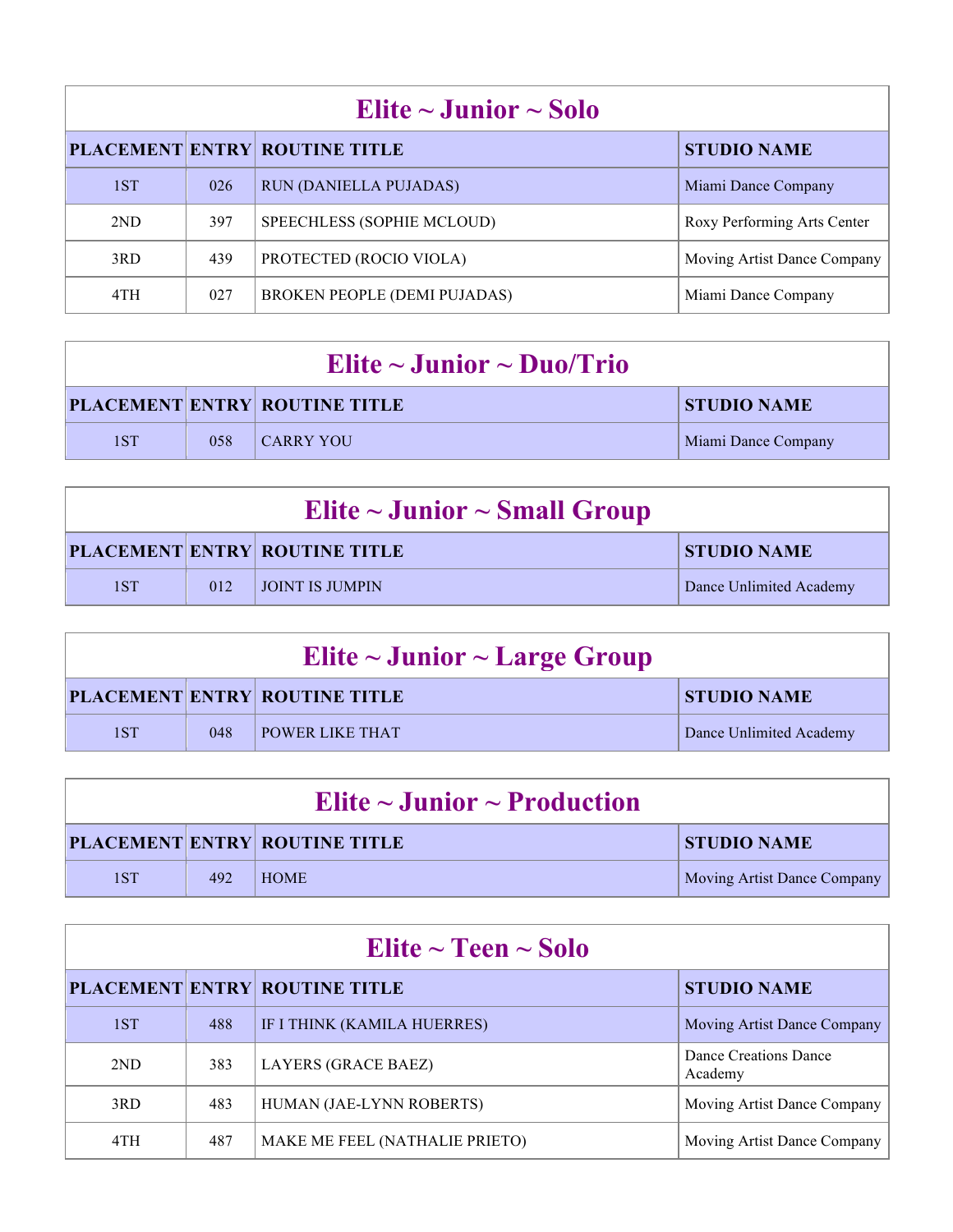| Elite ~ Junior ~ Solo | | | |
|---|---|---|---|
| **PLACEMENT** | **ENTRY** | **ROUTINE TITLE** | **STUDIO NAME** |
| 1ST | 026 | RUN (DANIELLA PUJADAS) | Miami Dance Company |
| 2ND | 397 | SPEECHLESS (SOPHIE MCLOUD) | Roxy Performing Arts Center |
| 3RD | 439 | PROTECTED (ROCIO VIOLA) | Moving Artist Dance Company |
| 4TH | 027 | BROKEN PEOPLE (DEMI PUJADAS) | Miami Dance Company |

| Elite ~ Junior ~ Duo/Trio | | | |
|---|---|---|---|
| **PLACEMENT** | **ENTRY** | **ROUTINE TITLE** | **STUDIO NAME** |
| 1ST | 058 | CARRY YOU | Miami Dance Company |

| Elite ~ Junior ~ Small Group | | | |
|---|---|---|---|
| **PLACEMENT** | **ENTRY** | **ROUTINE TITLE** | **STUDIO NAME** |
| 1ST | 012 | JOINT IS JUMPIN | Dance Unlimited Academy |

| Elite ~ Junior ~ Large Group | | | |
|---|---|---|---|
| **PLACEMENT** | **ENTRY** | **ROUTINE TITLE** | **STUDIO NAME** |
| 1ST | 048 | POWER LIKE THAT | Dance Unlimited Academy |

| Elite ~ Junior ~ Production | | | |
|---|---|---|---|
| **PLACEMENT** | **ENTRY** | **ROUTINE TITLE** | **STUDIO NAME** |
| 1ST | 492 | HOME | Moving Artist Dance Company |

| Elite ~ Teen ~ Solo | | | |
|---|---|---|---|
| **PLACEMENT** | **ENTRY** | **ROUTINE TITLE** | **STUDIO NAME** |
| 1ST | 488 | IF I THINK (KAMILA HUERRES) | Moving Artist Dance Company |
| 2ND | 383 | LAYERS (GRACE BAEZ) | Dance Creations Dance Academy |
| 3RD | 483 | HUMAN (JAE-LYNN ROBERTS) | Moving Artist Dance Company |
| 4TH | 487 | MAKE ME FEEL (NATHALIE PRIETO) | Moving Artist Dance Company |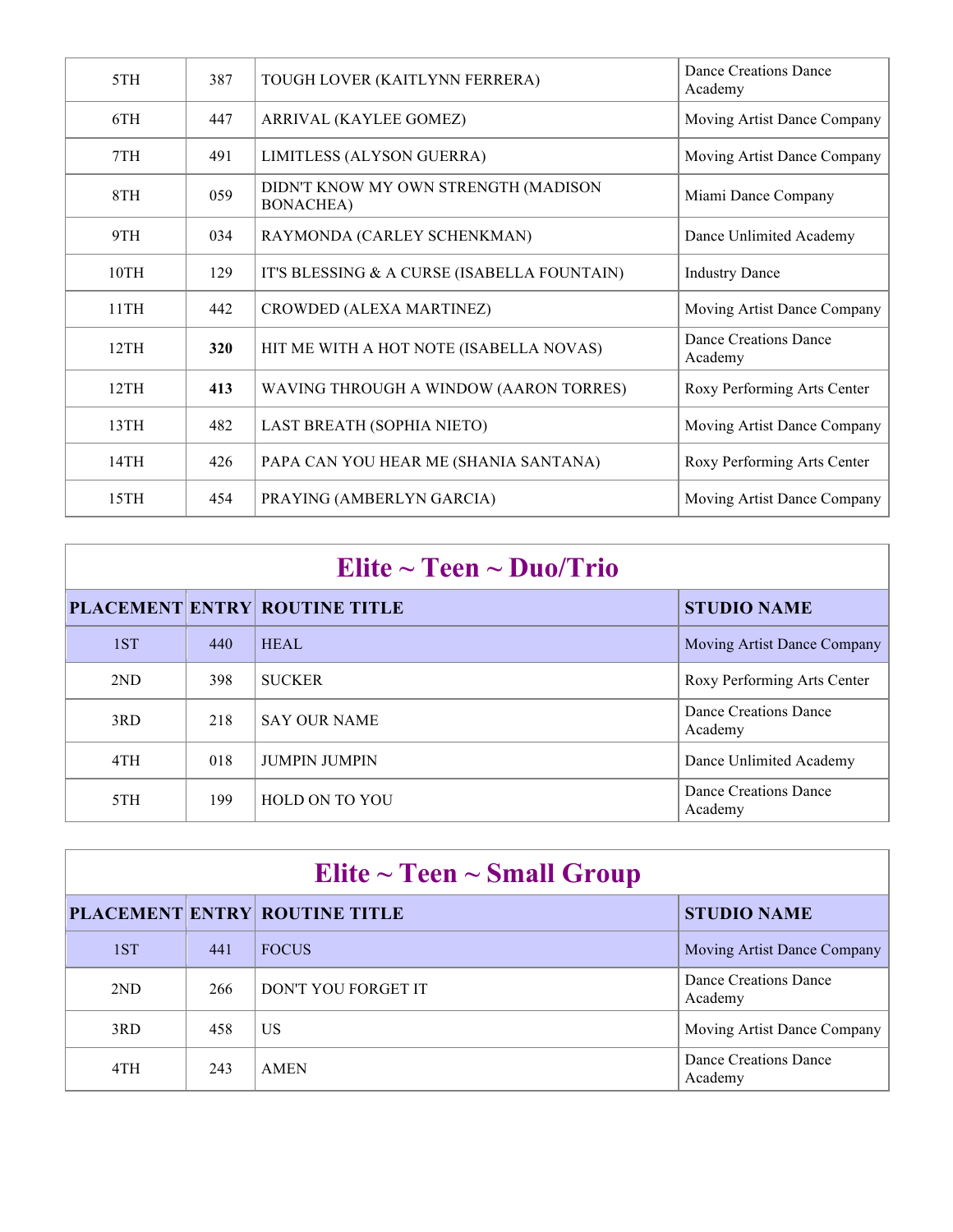| | | | |
|---|---|---|---|
| 5TH | 387 | TOUGH LOVER (KAITLYNN FERRERA) | Dance Creations Dance Academy |
| 6TH | 447 | ARRIVAL (KAYLEE GOMEZ) | Moving Artist Dance Company |
| 7TH | 491 | LIMITLESS (ALYSON GUERRA) | Moving Artist Dance Company |
| 8TH | 059 | DIDN'T KNOW MY OWN STRENGTH (MADISON BONACHEA) | Miami Dance Company |
| 9TH | 034 | RAYMONDA (CARLEY SCHENKMAN) | Dance Unlimited Academy |
| 10TH | 129 | IT'S BLESSING & A CURSE (ISABELLA FOUNTAIN) | Industry Dance |
| 11TH | 442 | CROWDED (ALEXA MARTINEZ) | Moving Artist Dance Company |
| 12TH | **320** | HIT ME WITH A HOT NOTE (ISABELLA NOVAS) | Dance Creations Dance Academy |
| 12TH | **413** | WAVING THROUGH A WINDOW (AARON TORRES) | Roxy Performing Arts Center |
| 13TH | 482 | LAST BREATH (SOPHIA NIETO) | Moving Artist Dance Company |
| 14TH | 426 | PAPA CAN YOU HEAR ME (SHANIA SANTANA) | Roxy Performing Arts Center |
| 15TH | 454 | PRAYING (AMBERLYN GARCIA) | Moving Artist Dance Company |

## Elite ~ Teen ~ Duo/Trio

| PLACEMENT | ENTRY | ROUTINE TITLE | STUDIO NAME |
|---|---|---|---|
| 1ST | 440 | HEAL | Moving Artist Dance Company |
| 2ND | 398 | SUCKER | Roxy Performing Arts Center |
| 3RD | 218 | SAY OUR NAME | Dance Creations Dance Academy |
| 4TH | 018 | JUMPIN JUMPIN | Dance Unlimited Academy |
| 5TH | 199 | HOLD ON TO YOU | Dance Creations Dance Academy |

## Elite ~ Teen ~ Small Group

| PLACEMENT | ENTRY | ROUTINE TITLE | STUDIO NAME |
|---|---|---|---|
| 1ST | 441 | FOCUS | Moving Artist Dance Company |
| 2ND | 266 | DON'T YOU FORGET IT | Dance Creations Dance Academy |
| 3RD | 458 | US | Moving Artist Dance Company |
| 4TH | 243 | AMEN | Dance Creations Dance Academy |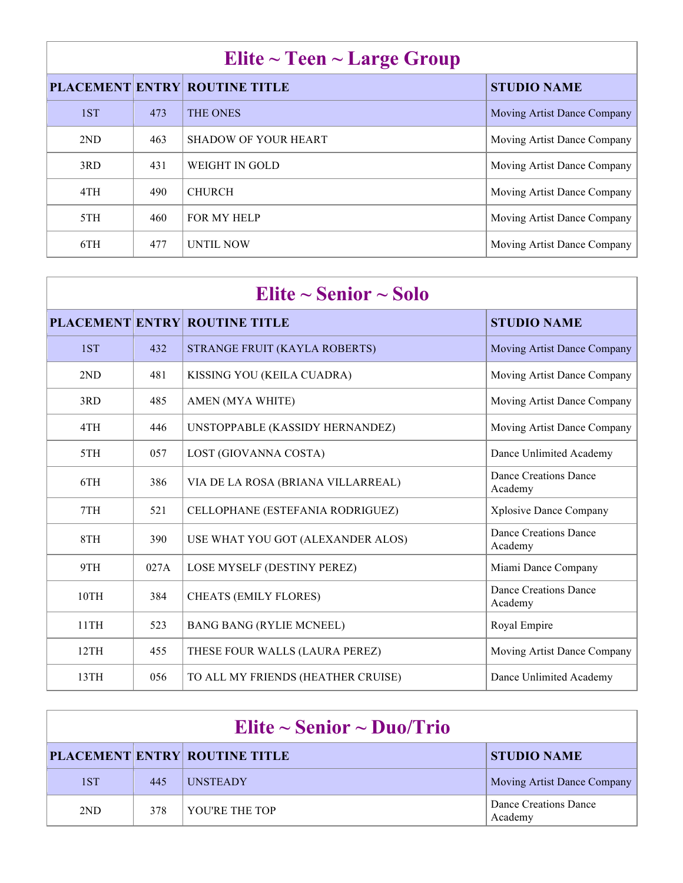## Elite ~ Teen ~ Large Group

| PLACEMENT | ENTRY | ROUTINE TITLE | STUDIO NAME |
|---|---|---|---|
| 1ST | 473 | THE ONES | Moving Artist Dance Company |
| 2ND | 463 | SHADOW OF YOUR HEART | Moving Artist Dance Company |
| 3RD | 431 | WEIGHT IN GOLD | Moving Artist Dance Company |
| 4TH | 490 | CHURCH | Moving Artist Dance Company |
| 5TH | 460 | FOR MY HELP | Moving Artist Dance Company |
| 6TH | 477 | UNTIL NOW | Moving Artist Dance Company |

## Elite ~ Senior ~ Solo

| PLACEMENT | ENTRY | ROUTINE TITLE | STUDIO NAME |
|---|---|---|---|
| 1ST | 432 | STRANGE FRUIT (KAYLA ROBERTS) | Moving Artist Dance Company |
| 2ND | 481 | KISSING YOU (KEILA CUADRA) | Moving Artist Dance Company |
| 3RD | 485 | AMEN (MYA WHITE) | Moving Artist Dance Company |
| 4TH | 446 | UNSTOPPABLE (KASSIDY HERNANDEZ) | Moving Artist Dance Company |
| 5TH | 057 | LOST (GIOVANNA COSTA) | Dance Unlimited Academy |
| 6TH | 386 | VIA DE LA ROSA (BRIANA VILLARREAL) | Dance Creations Dance Academy |
| 7TH | 521 | CELLOPHANE (ESTEFANIA RODRIGUEZ) | Xplosive Dance Company |
| 8TH | 390 | USE WHAT YOU GOT (ALEXANDER ALOS) | Dance Creations Dance Academy |
| 9TH | 027A | LOSE MYSELF (DESTINY PEREZ) | Miami Dance Company |
| 10TH | 384 | CHEATS (EMILY FLORES) | Dance Creations Dance Academy |
| 11TH | 523 | BANG BANG (RYLIE MCNEEL) | Royal Empire |
| 12TH | 455 | THESE FOUR WALLS (LAURA PEREZ) | Moving Artist Dance Company |
| 13TH | 056 | TO ALL MY FRIENDS (HEATHER CRUISE) | Dance Unlimited Academy |

## Elite ~ Senior ~ Duo/Trio

| PLACEMENT | ENTRY | ROUTINE TITLE | STUDIO NAME |
|---|---|---|---|
| 1ST | 445 | UNSTEADY | Moving Artist Dance Company |
| 2ND | 378 | YOU'RE THE TOP | Dance Creations Dance Academy |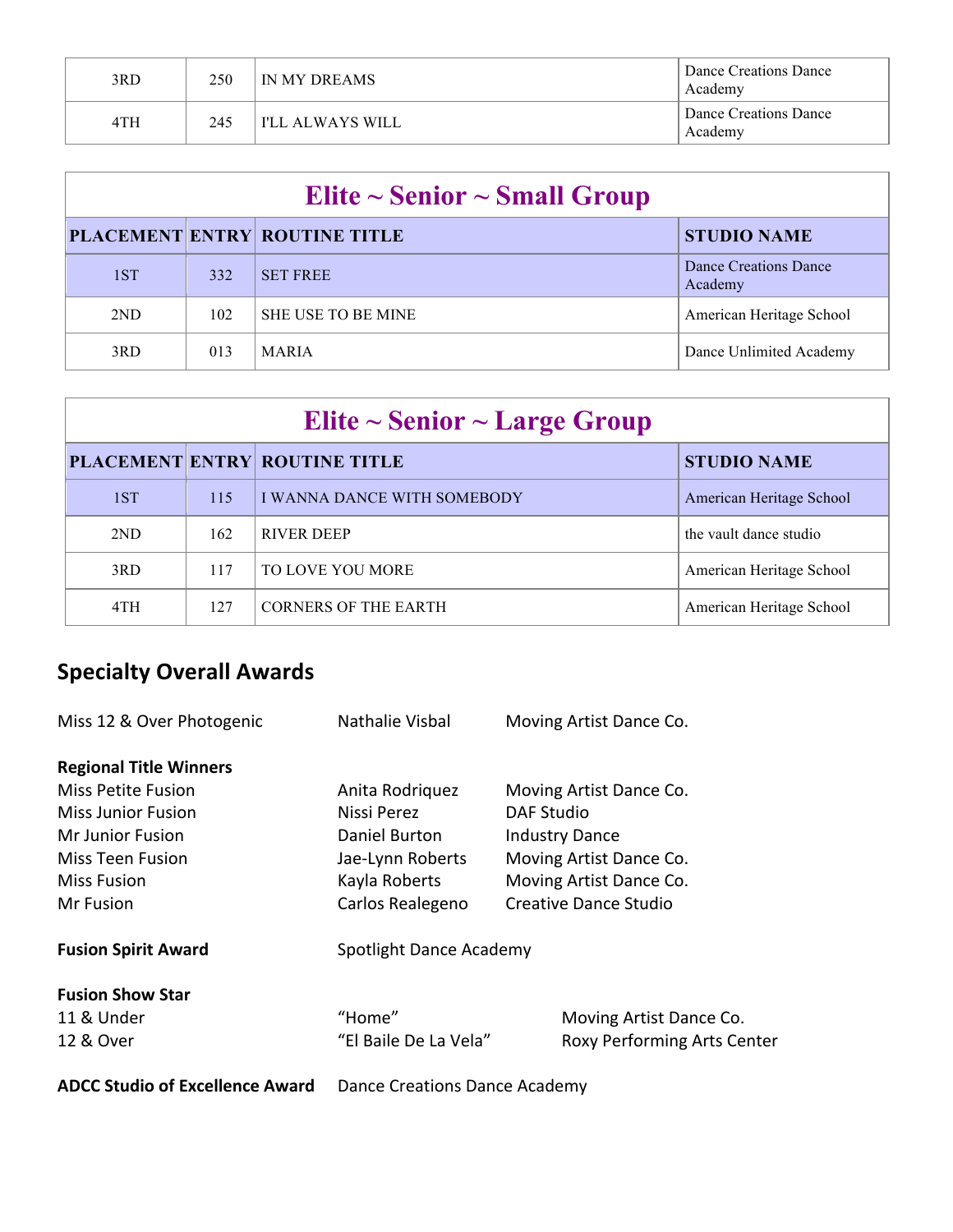| PLACEMENT | ENTRY | ROUTINE TITLE | STUDIO NAME |
|---|---|---|---|
| 3RD | 250 | IN MY DREAMS | Dance Creations Dance Academy |
| 4TH | 245 | I'LL ALWAYS WILL | Dance Creations Dance Academy |

## Elite ~ Senior ~ Small Group

| PLACEMENT | ENTRY | ROUTINE TITLE | STUDIO NAME |
|---|---|---|---|
| 1ST | 332 | SET FREE | Dance Creations Dance Academy |
| 2ND | 102 | SHE USE TO BE MINE | American Heritage School |
| 3RD | 013 | MARIA | Dance Unlimited Academy |

## Elite ~ Senior ~ Large Group

| PLACEMENT | ENTRY | ROUTINE TITLE | STUDIO NAME |
|---|---|---|---|
| 1ST | 115 | I WANNA DANCE WITH SOMEBODY | American Heritage School |
| 2ND | 162 | RIVER DEEP | the vault dance studio |
| 3RD | 117 | TO LOVE YOU MORE | American Heritage School |
| 4TH | 127 | CORNERS OF THE EARTH | American Heritage School |

## Specialty Overall Awards

Miss 12 & Over Photogenic — Nathalie Visbal — Moving Artist Dance Co.

**Regional Title Winners**

Miss Petite Fusion — Anita Rodriquez — Moving Artist Dance Co.
Miss Junior Fusion — Nissi Perez — DAF Studio
Mr Junior Fusion — Daniel Burton — Industry Dance
Miss Teen Fusion — Jae-Lynn Roberts — Moving Artist Dance Co.
Miss Fusion — Kayla Roberts — Moving Artist Dance Co.
Mr Fusion — Carlos Realegeno — Creative Dance Studio

**Fusion Spirit Award** — Spotlight Dance Academy

**Fusion Show Star**

11 & Under — "Home" — Moving Artist Dance Co.
12 & Over — "El Baile De La Vela" — Roxy Performing Arts Center

**ADCC Studio of Excellence Award** — Dance Creations Dance Academy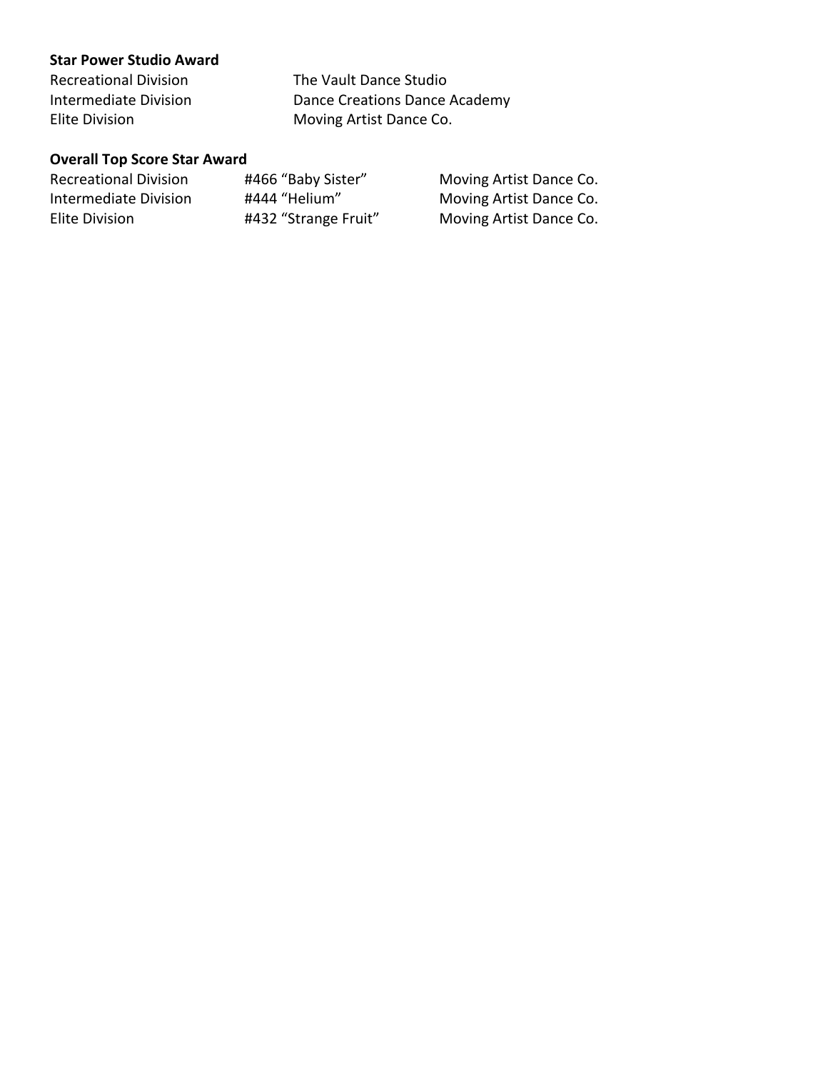**Star Power Studio Award**

| | |
|---|---|
| Recreational Division | The Vault Dance Studio |
| Intermediate Division | Dance Creations Dance Academy |
| Elite Division | Moving Artist Dance Co. |

**Overall Top Score Star Award**

| | | |
|---|---|---|
| Recreational Division | #466 “Baby Sister” | Moving Artist Dance Co. |
| Intermediate Division | #444 “Helium” | Moving Artist Dance Co. |
| Elite Division | #432 “Strange Fruit” | Moving Artist Dance Co. |